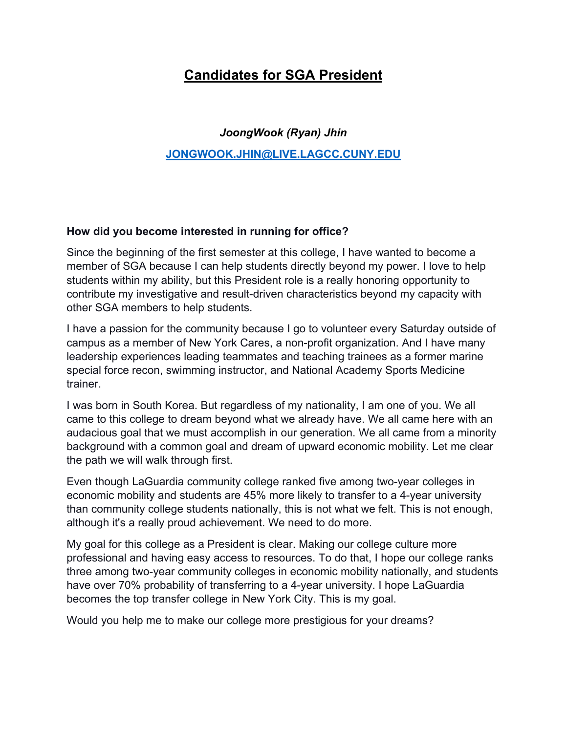# Candidates for SGA President

***JoongWook (Ryan) Jhin***

[JONGWOOK.JHIN@LIVE.LAGCC.CUNY.EDU](mailto:JONGWOOK.JHIN@LIVE.LAGCC.CUNY.EDU)

**How did you become interested in running for office?**

Since the beginning of the first semester at this college, I have wanted to become a member of SGA because I can help students directly beyond my power. I love to help students within my ability, but this President role is a really honoring opportunity to contribute my investigative and result-driven characteristics beyond my capacity with other SGA members to help students.

I have a passion for the community because I go to volunteer every Saturday outside of campus as a member of New York Cares, a non-profit organization. And I have many leadership experiences leading teammates and teaching trainees as a former marine special force recon, swimming instructor, and National Academy Sports Medicine trainer.

I was born in South Korea. But regardless of my nationality, I am one of you. We all came to this college to dream beyond what we already have. We all came here with an audacious goal that we must accomplish in our generation. We all came from a minority background with a common goal and dream of upward economic mobility. Let me clear the path we will walk through first.

Even though LaGuardia community college ranked five among two-year colleges in economic mobility and students are 45% more likely to transfer to a 4-year university than community college students nationally, this is not what we felt. This is not enough, although it's a really proud achievement. We need to do more.

My goal for this college as a President is clear. Making our college culture more professional and having easy access to resources. To do that, I hope our college ranks three among two-year community colleges in economic mobility nationally, and students have over 70% probability of transferring to a 4-year university. I hope LaGuardia becomes the top transfer college in New York City. This is my goal.

Would you help me to make our college more prestigious for your dreams?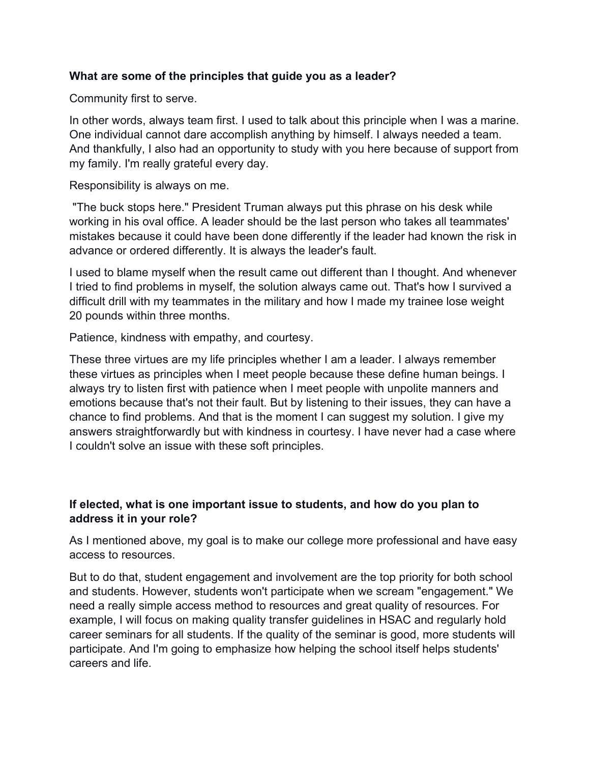**What are some of the principles that guide you as a leader?**

Community first to serve.

In other words, always team first. I used to talk about this principle when I was a marine. One individual cannot dare accomplish anything by himself. I always needed a team. And thankfully, I also had an opportunity to study with you here because of support from my family. I'm really grateful every day.

Responsibility is always on me.

"The buck stops here." President Truman always put this phrase on his desk while working in his oval office. A leader should be the last person who takes all teammates' mistakes because it could have been done differently if the leader had known the risk in advance or ordered differently. It is always the leader's fault.

I used to blame myself when the result came out different than I thought. And whenever I tried to find problems in myself, the solution always came out. That's how I survived a difficult drill with my teammates in the military and how I made my trainee lose weight 20 pounds within three months.

Patience, kindness with empathy, and courtesy.

These three virtues are my life principles whether I am a leader. I always remember these virtues as principles when I meet people because these define human beings. I always try to listen first with patience when I meet people with unpolite manners and emotions because that's not their fault. But by listening to their issues, they can have a chance to find problems. And that is the moment I can suggest my solution. I give my answers straightforwardly but with kindness in courtesy. I have never had a case where I couldn't solve an issue with these soft principles.

**If elected, what is one important issue to students, and how do you plan to address it in your role?**

As I mentioned above, my goal is to make our college more professional and have easy access to resources.

But to do that, student engagement and involvement are the top priority for both school and students. However, students won't participate when we scream "engagement." We need a really simple access method to resources and great quality of resources. For example, I will focus on making quality transfer guidelines in HSAC and regularly hold career seminars for all students. If the quality of the seminar is good, more students will participate. And I'm going to emphasize how helping the school itself helps students' careers and life.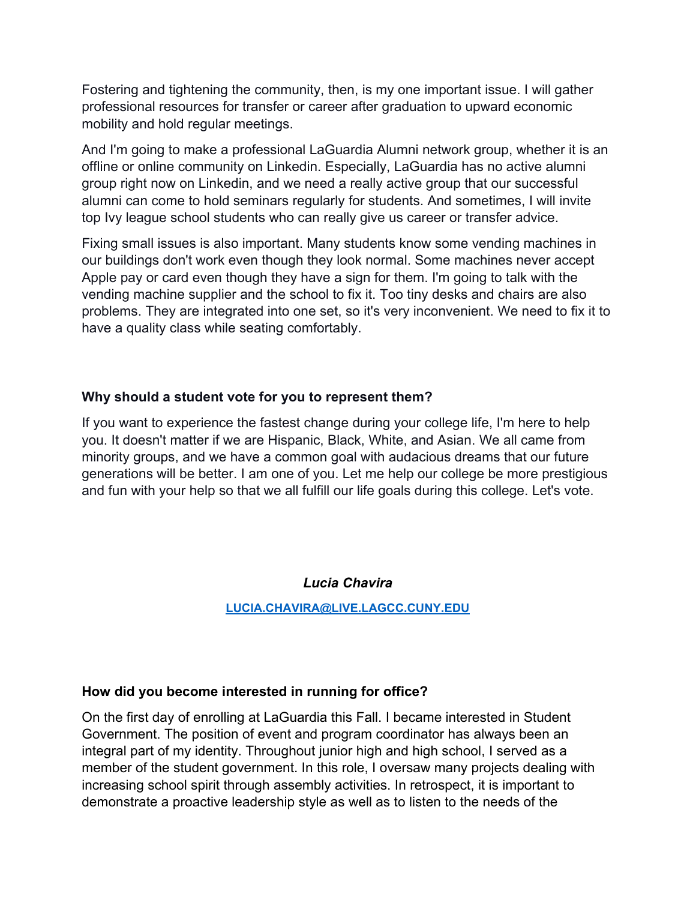Fostering and tightening the community, then, is my one important issue. I will gather professional resources for transfer or career after graduation to upward economic mobility and hold regular meetings.

And I'm going to make a professional LaGuardia Alumni network group, whether it is an offline or online community on Linkedin. Especially, LaGuardia has no active alumni group right now on Linkedin, and we need a really active group that our successful alumni can come to hold seminars regularly for students. And sometimes, I will invite top Ivy league school students who can really give us career or transfer advice.

Fixing small issues is also important. Many students know some vending machines in our buildings don't work even though they look normal. Some machines never accept Apple pay or card even though they have a sign for them. I'm going to talk with the vending machine supplier and the school to fix it. Too tiny desks and chairs are also problems. They are integrated into one set, so it's very inconvenient. We need to fix it to have a quality class while seating comfortably.

**Why should a student vote for you to represent them?**

If you want to experience the fastest change during your college life, I'm here to help you. It doesn't matter if we are Hispanic, Black, White, and Asian. We all came from minority groups, and we have a common goal with audacious dreams that our future generations will be better. I am one of you. Let me help our college be more prestigious and fun with your help so that we all fulfill our life goals during this college. Let's vote.

***Lucia Chavira***

**LUCIA.CHAVIRA@LIVE.LAGCC.CUNY.EDU**

**How did you become interested in running for office?**

On the first day of enrolling at LaGuardia this Fall. I became interested in Student Government. The position of event and program coordinator has always been an integral part of my identity. Throughout junior high and high school, I served as a member of the student government. In this role, I oversaw many projects dealing with increasing school spirit through assembly activities. In retrospect, it is important to demonstrate a proactive leadership style as well as to listen to the needs of the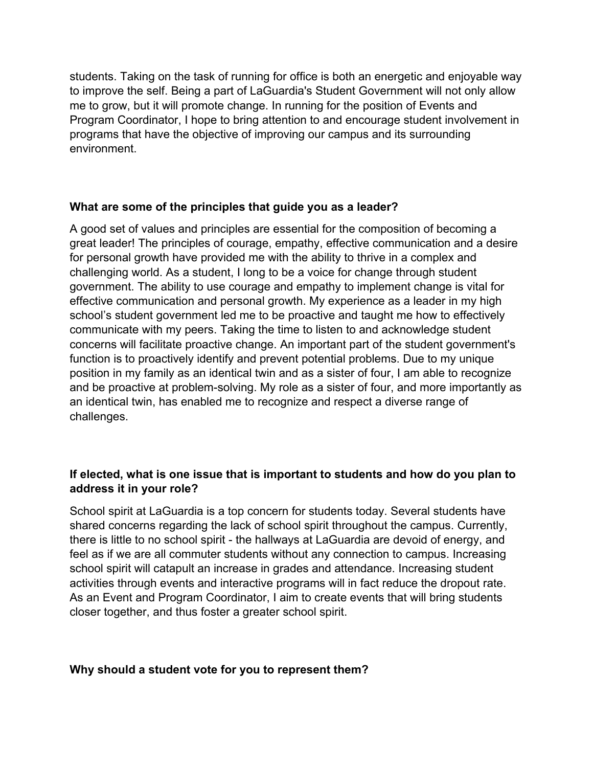students. Taking on the task of running for office is both an energetic and enjoyable way to improve the self. Being a part of LaGuardia's Student Government will not only allow me to grow, but it will promote change. In running for the position of Events and Program Coordinator, I hope to bring attention to and encourage student involvement in programs that have the objective of improving our campus and its surrounding environment.

**What are some of the principles that guide you as a leader?**

A good set of values and principles are essential for the composition of becoming a great leader! The principles of courage, empathy, effective communication and a desire for personal growth have provided me with the ability to thrive in a complex and challenging world. As a student, I long to be a voice for change through student government. The ability to use courage and empathy to implement change is vital for effective communication and personal growth. My experience as a leader in my high school's student government led me to be proactive and taught me how to effectively communicate with my peers. Taking the time to listen to and acknowledge student concerns will facilitate proactive change. An important part of the student government's function is to proactively identify and prevent potential problems. Due to my unique position in my family as an identical twin and as a sister of four, I am able to recognize and be proactive at problem-solving. My role as a sister of four, and more importantly as an identical twin, has enabled me to recognize and respect a diverse range of challenges.

**If elected, what is one issue that is important to students and how do you plan to address it in your role?**

School spirit at LaGuardia is a top concern for students today. Several students have shared concerns regarding the lack of school spirit throughout the campus. Currently, there is little to no school spirit - the hallways at LaGuardia are devoid of energy, and feel as if we are all commuter students without any connection to campus. Increasing school spirit will catapult an increase in grades and attendance. Increasing student activities through events and interactive programs will in fact reduce the dropout rate. As an Event and Program Coordinator, I aim to create events that will bring students closer together, and thus foster a greater school spirit.

**Why should a student vote for you to represent them?**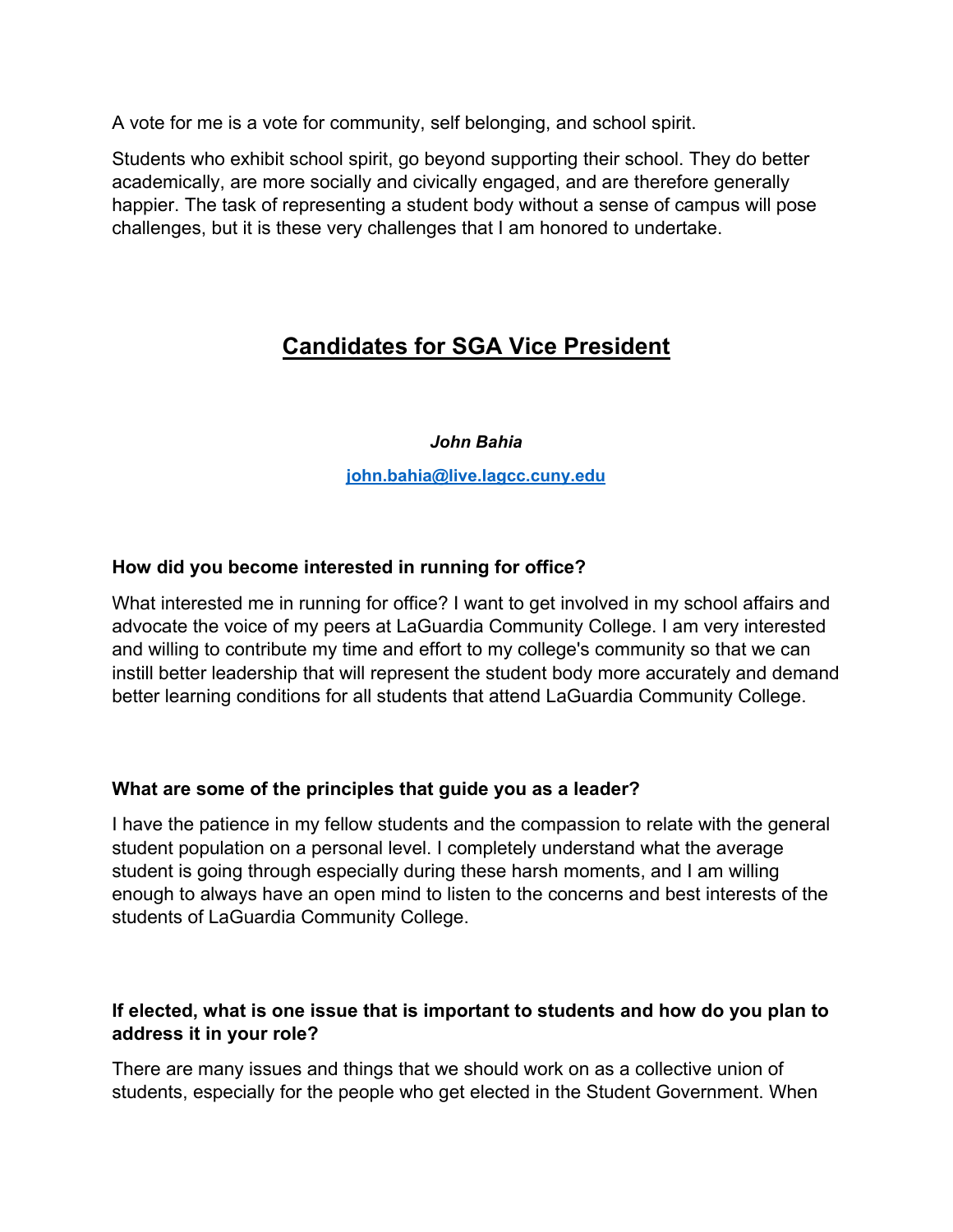A vote for me is a vote for community, self belonging, and school spirit.

Students who exhibit school spirit, go beyond supporting their school. They do better academically, are more socially and civically engaged, and are therefore generally happier. The task of representing a student body without a sense of campus will pose challenges, but it is these very challenges that I am honored to undertake.

## Candidates for SGA Vice President

***John Bahia***

[john.bahia@live.lagcc.cuny.edu](mailto:john.bahia@live.lagcc.cuny.edu)

**How did you become interested in running for office?**

What interested me in running for office? I want to get involved in my school affairs and advocate the voice of my peers at LaGuardia Community College. I am very interested and willing to contribute my time and effort to my college's community so that we can instill better leadership that will represent the student body more accurately and demand better learning conditions for all students that attend LaGuardia Community College.

**What are some of the principles that guide you as a leader?**

I have the patience in my fellow students and the compassion to relate with the general student population on a personal level. I completely understand what the average student is going through especially during these harsh moments, and I am willing enough to always have an open mind to listen to the concerns and best interests of the students of LaGuardia Community College.

**If elected, what is one issue that is important to students and how do you plan to address it in your role?**

There are many issues and things that we should work on as a collective union of students, especially for the people who get elected in the Student Government. When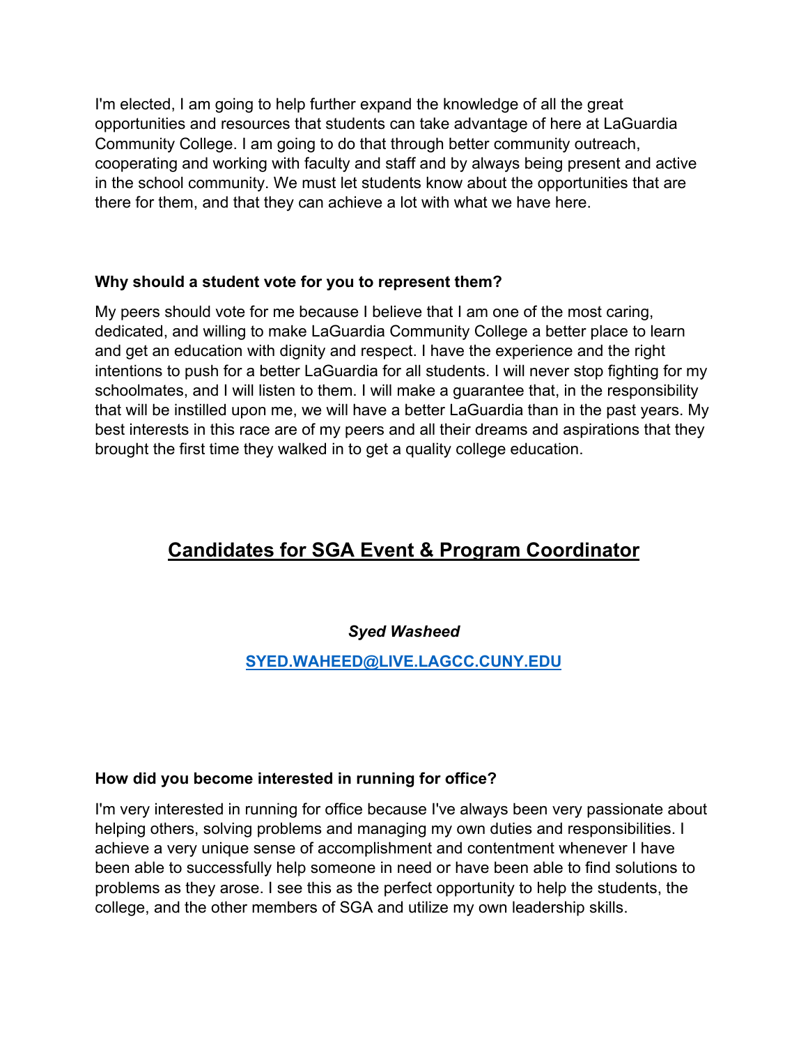I'm elected, I am going to help further expand the knowledge of all the great opportunities and resources that students can take advantage of here at LaGuardia Community College. I am going to do that through better community outreach, cooperating and working with faculty and staff and by always being present and active in the school community. We must let students know about the opportunities that are there for them, and that they can achieve a lot with what we have here.

**Why should a student vote for you to represent them?**

My peers should vote for me because I believe that I am one of the most caring, dedicated, and willing to make LaGuardia Community College a better place to learn and get an education with dignity and respect. I have the experience and the right intentions to push for a better LaGuardia for all students. I will never stop fighting for my schoolmates, and I will listen to them. I will make a guarantee that, in the responsibility that will be instilled upon me, we will have a better LaGuardia than in the past years. My best interests in this race are of my peers and all their dreams and aspirations that they brought the first time they walked in to get a quality college education.

## Candidates for SGA Event & Program Coordinator

***Syed Washeed***

SYED.WAHEED@LIVE.LAGCC.CUNY.EDU

**How did you become interested in running for office?**

I'm very interested in running for office because I've always been very passionate about helping others, solving problems and managing my own duties and responsibilities. I achieve a very unique sense of accomplishment and contentment whenever I have been able to successfully help someone in need or have been able to find solutions to problems as they arose. I see this as the perfect opportunity to help the students, the college, and the other members of SGA and utilize my own leadership skills.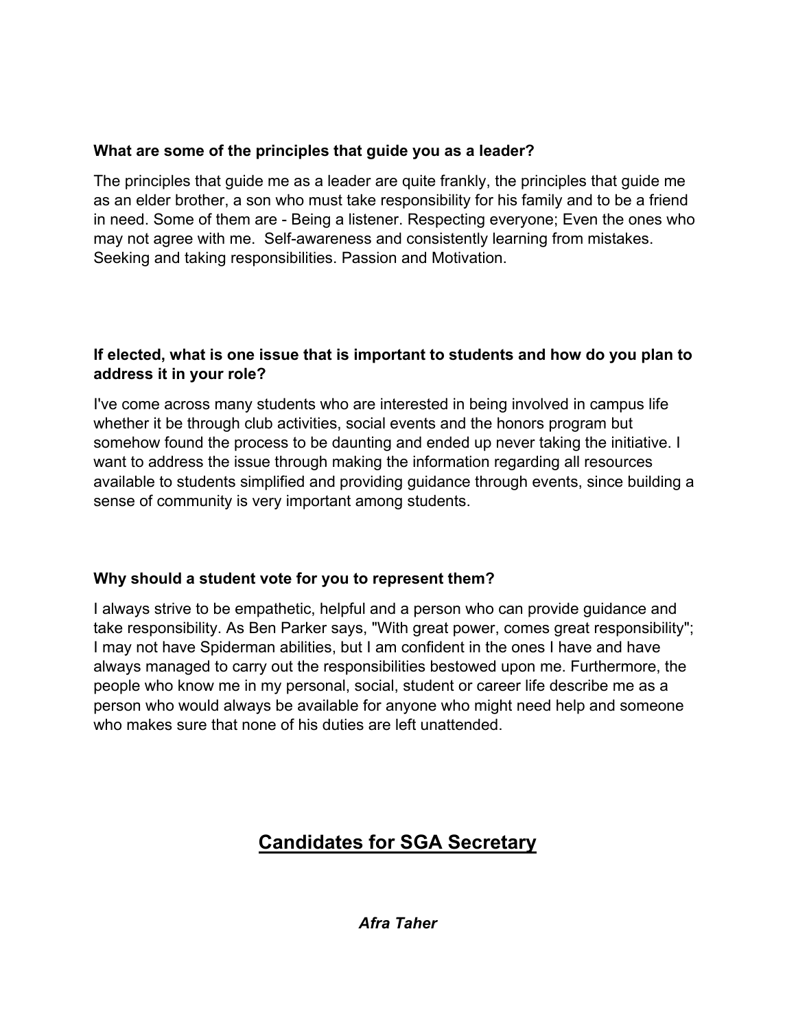**What are some of the principles that guide you as a leader?**

The principles that guide me as a leader are quite frankly, the principles that guide me as an elder brother, a son who must take responsibility for his family and to be a friend in need. Some of them are - Being a listener. Respecting everyone; Even the ones who may not agree with me. Self-awareness and consistently learning from mistakes. Seeking and taking responsibilities. Passion and Motivation.

**If elected, what is one issue that is important to students and how do you plan to address it in your role?**

I've come across many students who are interested in being involved in campus life whether it be through club activities, social events and the honors program but somehow found the process to be daunting and ended up never taking the initiative. I want to address the issue through making the information regarding all resources available to students simplified and providing guidance through events, since building a sense of community is very important among students.

**Why should a student vote for you to represent them?**

I always strive to be empathetic, helpful and a person who can provide guidance and take responsibility. As Ben Parker says, "With great power, comes great responsibility"; I may not have Spiderman abilities, but I am confident in the ones I have and have always managed to carry out the responsibilities bestowed upon me. Furthermore, the people who know me in my personal, social, student or career life describe me as a person who would always be available for anyone who might need help and someone who makes sure that none of his duties are left unattended.

## <u>Candidates for SGA Secretary</u>

***Afra Taher***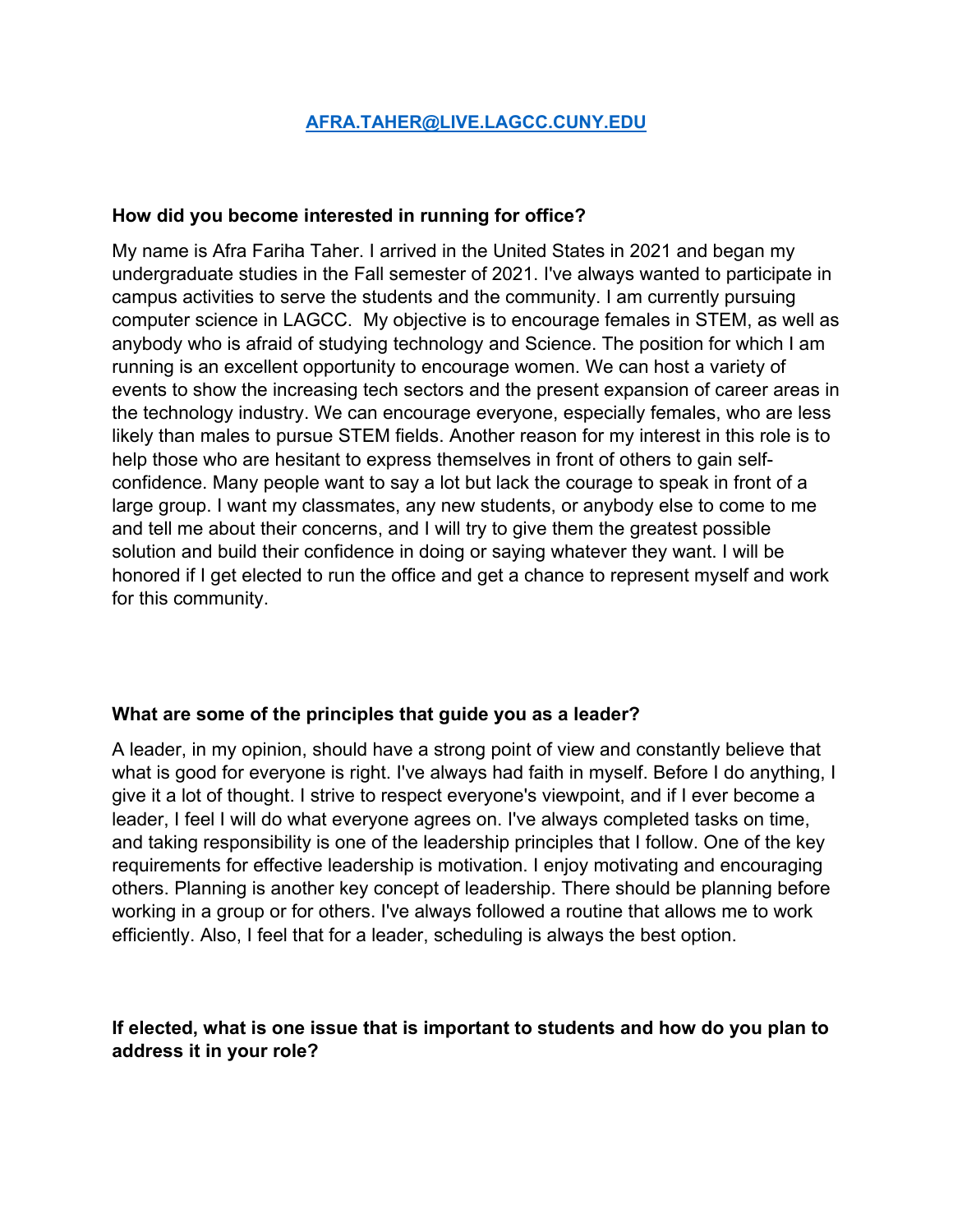[AFRA.TAHER@LIVE.LAGCC.CUNY.EDU](mailto:AFRA.TAHER@LIVE.LAGCC.CUNY.EDU)

**How did you become interested in running for office?**

My name is Afra Fariha Taher. I arrived in the United States in 2021 and began my undergraduate studies in the Fall semester of 2021. I've always wanted to participate in campus activities to serve the students and the community. I am currently pursuing computer science in LAGCC. My objective is to encourage females in STEM, as well as anybody who is afraid of studying technology and Science. The position for which I am running is an excellent opportunity to encourage women. We can host a variety of events to show the increasing tech sectors and the present expansion of career areas in the technology industry. We can encourage everyone, especially females, who are less likely than males to pursue STEM fields. Another reason for my interest in this role is to help those who are hesitant to express themselves in front of others to gain self-confidence. Many people want to say a lot but lack the courage to speak in front of a large group. I want my classmates, any new students, or anybody else to come to me and tell me about their concerns, and I will try to give them the greatest possible solution and build their confidence in doing or saying whatever they want. I will be honored if I get elected to run the office and get a chance to represent myself and work for this community.

**What are some of the principles that guide you as a leader?**

A leader, in my opinion, should have a strong point of view and constantly believe that what is good for everyone is right. I've always had faith in myself. Before I do anything, I give it a lot of thought. I strive to respect everyone's viewpoint, and if I ever become a leader, I feel I will do what everyone agrees on. I've always completed tasks on time, and taking responsibility is one of the leadership principles that I follow. One of the key requirements for effective leadership is motivation. I enjoy motivating and encouraging others. Planning is another key concept of leadership. There should be planning before working in a group or for others. I've always followed a routine that allows me to work efficiently. Also, I feel that for a leader, scheduling is always the best option.

**If elected, what is one issue that is important to students and how do you plan to address it in your role?**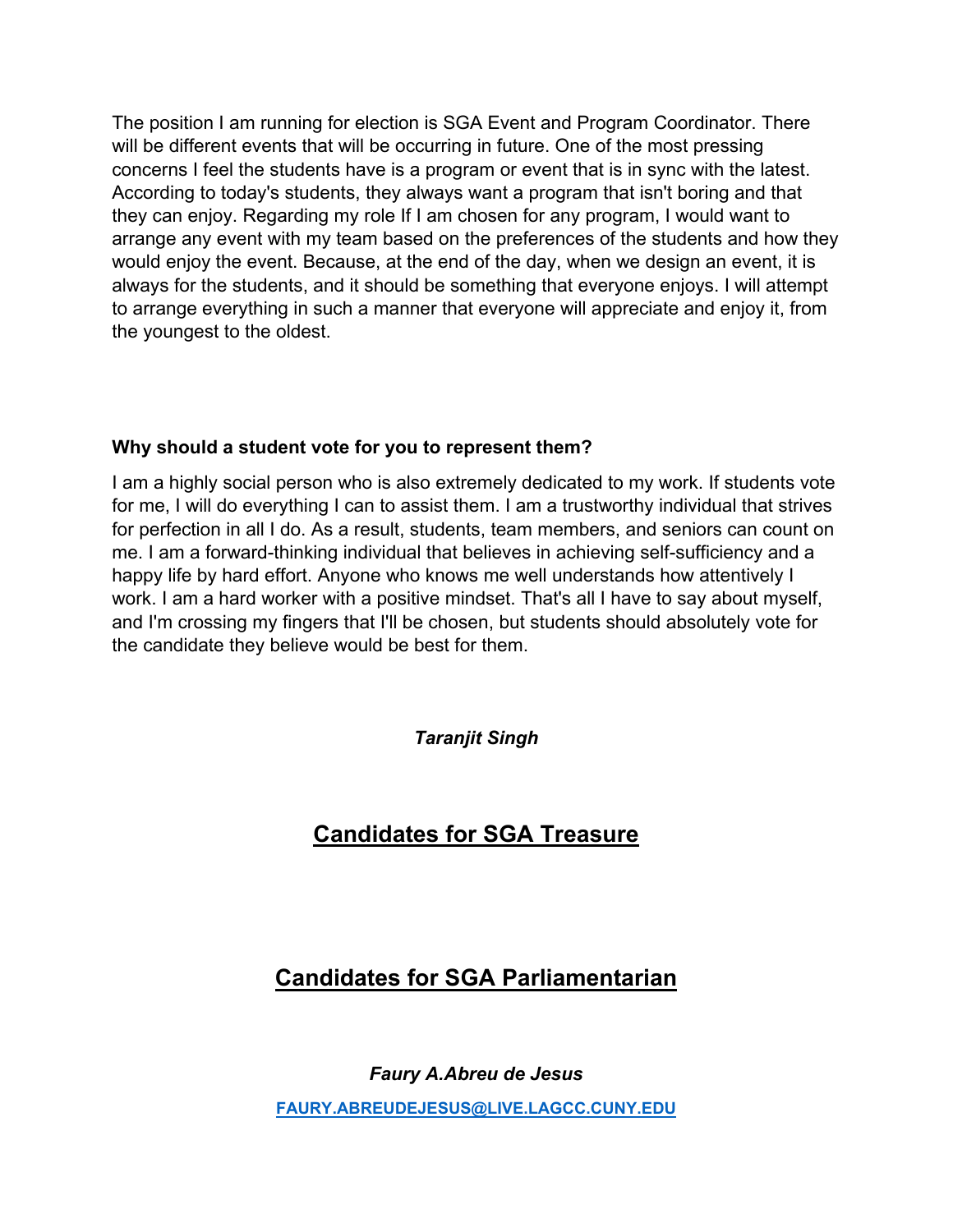The position I am running for election is SGA Event and Program Coordinator. There will be different events that will be occurring in future. One of the most pressing concerns I feel the students have is a program or event that is in sync with the latest. According to today's students, they always want a program that isn't boring and that they can enjoy. Regarding my role If I am chosen for any program, I would want to arrange any event with my team based on the preferences of the students and how they would enjoy the event. Because, at the end of the day, when we design an event, it is always for the students, and it should be something that everyone enjoys. I will attempt to arrange everything in such a manner that everyone will appreciate and enjoy it, from the youngest to the oldest.

**Why should a student vote for you to represent them?**

I am a highly social person who is also extremely dedicated to my work. If students vote for me, I will do everything I can to assist them. I am a trustworthy individual that strives for perfection in all I do. As a result, students, team members, and seniors can count on me. I am a forward-thinking individual that believes in achieving self-sufficiency and a happy life by hard effort. Anyone who knows me well understands how attentively I work. I am a hard worker with a positive mindset. That's all I have to say about myself, and I'm crossing my fingers that I'll be chosen, but students should absolutely vote for the candidate they believe would be best for them.

***Taranjit Singh***

## Candidates for SGA Treasure

## Candidates for SGA Parliamentarian

***Faury A.Abreu de Jesus***

FAURY.ABREUDEJESUS@LIVE.LAGCC.CUNY.EDU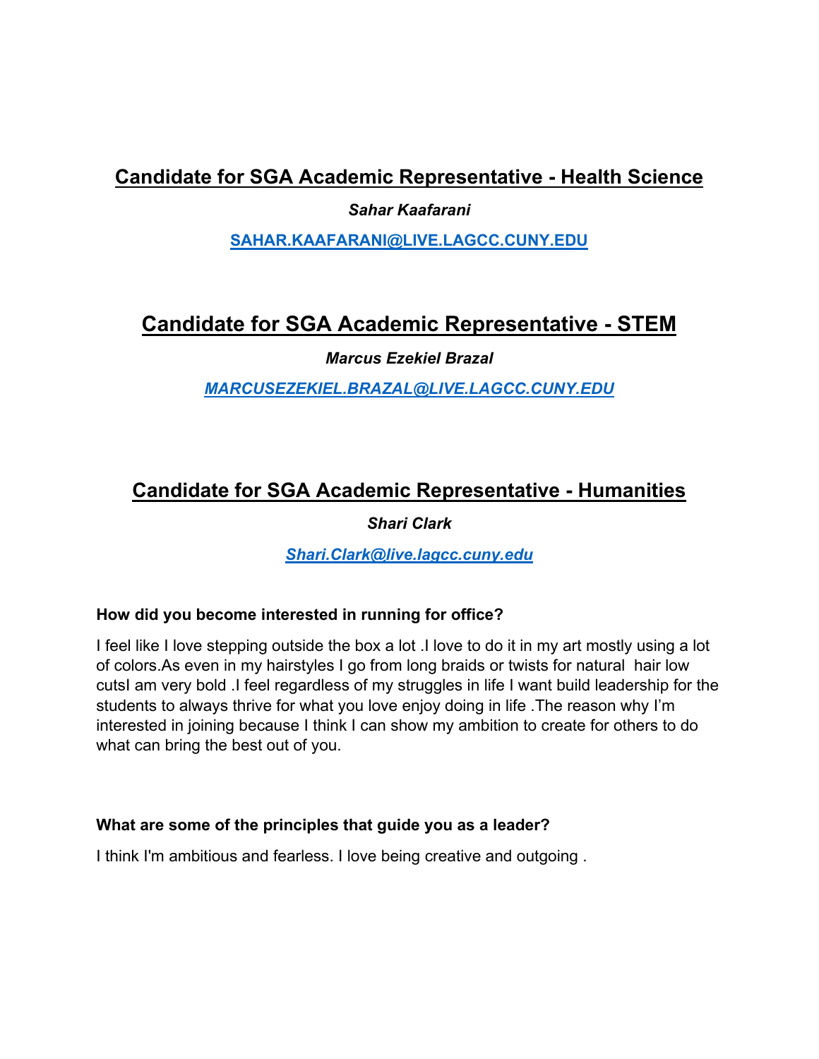## Candidate for SGA Academic Representative - Health Science

***Sahar Kaafarani***

**SAHAR.KAAFARANI@LIVE.LAGCC.CUNY.EDU**

## Candidate for SGA Academic Representative - STEM

***Marcus Ezekiel Brazal***

***MARCUSEZEKIEL.BRAZAL@LIVE.LAGCC.CUNY.EDU***

## Candidate for SGA Academic Representative - Humanities

***Shari Clark***

***Shari.Clark@live.lagcc.cuny.edu***

**How did you become interested in running for office?**

I feel like I love stepping outside the box a lot .I love to do it in my art mostly using a lot of colors.As even in my hairstyles I go from long braids or twists for natural  hair low cutsI am very bold .I feel regardless of my struggles in life I want build leadership for the students to always thrive for what you love enjoy doing in life .The reason why I'm interested in joining because I think I can show my ambition to create for others to do what can bring the best out of you.

**What are some of the principles that guide you as a leader?**

I think I'm ambitious and fearless. I love being creative and outgoing .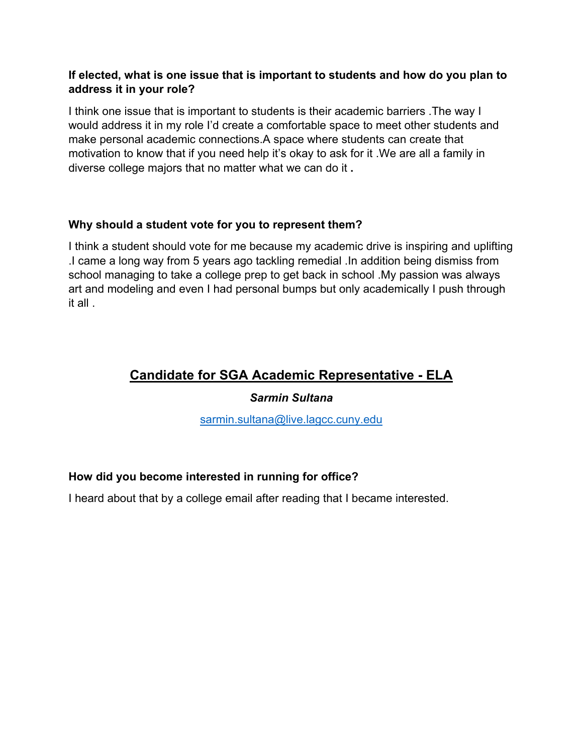**If elected, what is one issue that is important to students and how do you plan to address it in your role?**

I think one issue that is important to students is their academic barriers .The way I would address it in my role I'd create a comfortable space to meet other students and make personal academic connections.A space where students can create that motivation to know that if you need help it's okay to ask for it .We are all a family in diverse college majors that no matter what we can do it **.**

**Why should a student vote for you to represent them?**

I think a student should vote for me because my academic drive is inspiring and uplifting .I came a long way from 5 years ago tackling remedial .In addition being dismiss from school managing to take a college prep to get back in school .My passion was always art and modeling and even I had personal bumps but only academically I push through it all .

## Candidate for SGA Academic Representative - ELA

***Sarmin Sultana***

sarmin.sultana@live.lagcc.cuny.edu

**How did you become interested in running for office?**

I heard about that by a college email after reading that I became interested.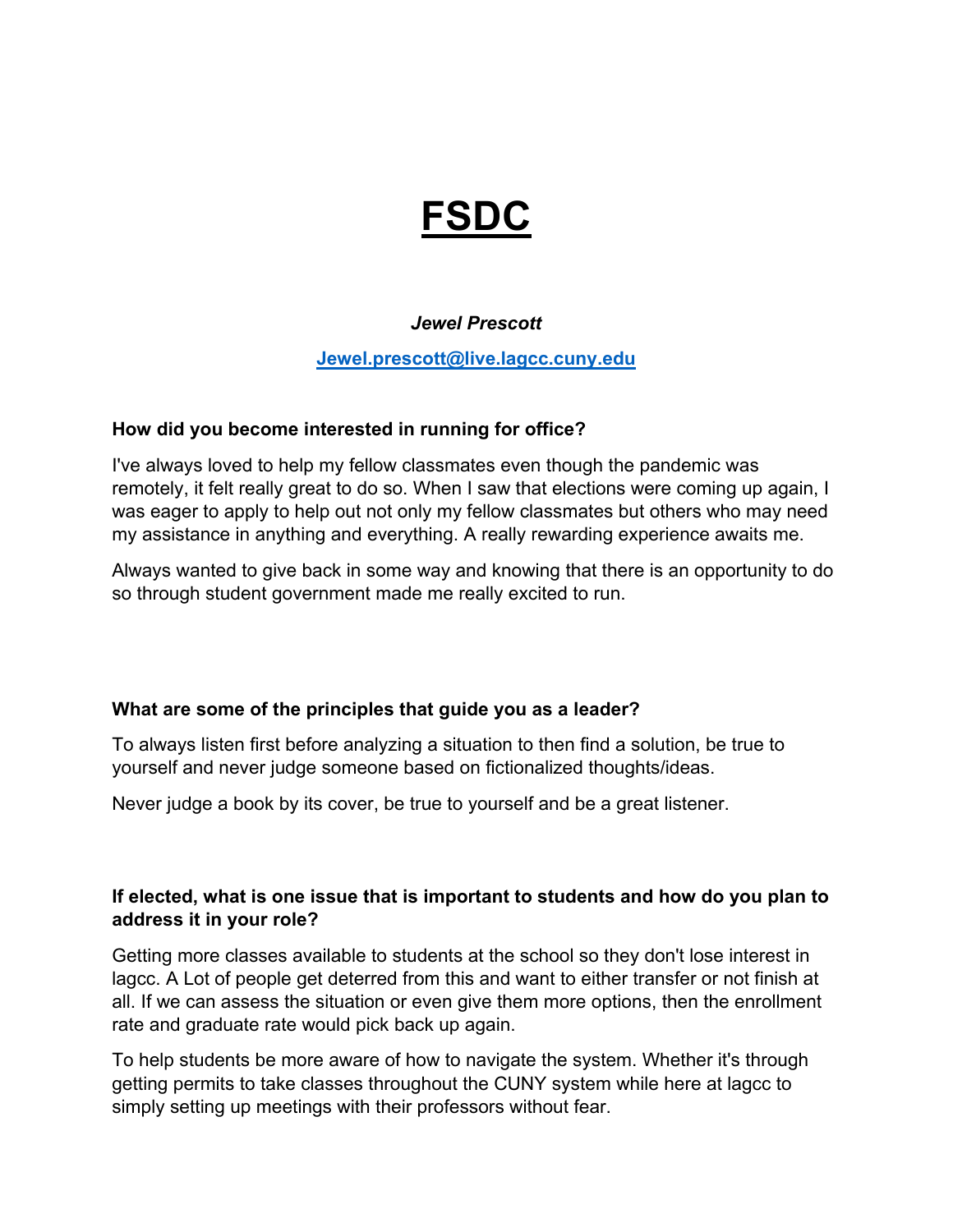# FSDC

***Jewel Prescott***

[Jewel.prescott@live.lagcc.cuny.edu](mailto:Jewel.prescott@live.lagcc.cuny.edu)

**How did you become interested in running for office?**

I've always loved to help my fellow classmates even though the pandemic was remotely, it felt really great to do so. When I saw that elections were coming up again, I was eager to apply to help out not only my fellow classmates but others who may need my assistance in anything and everything. A really rewarding experience awaits me.

Always wanted to give back in some way and knowing that there is an opportunity to do so through student government made me really excited to run.

**What are some of the principles that guide you as a leader?**

To always listen first before analyzing a situation to then find a solution, be true to yourself and never judge someone based on fictionalized thoughts/ideas.

Never judge a book by its cover, be true to yourself and be a great listener.

**If elected, what is one issue that is important to students and how do you plan to address it in your role?**

Getting more classes available to students at the school so they don't lose interest in lagcc. A Lot of people get deterred from this and want to either transfer or not finish at all. If we can assess the situation or even give them more options, then the enrollment rate and graduate rate would pick back up again.

To help students be more aware of how to navigate the system. Whether it's through getting permits to take classes throughout the CUNY system while here at lagcc to simply setting up meetings with their professors without fear.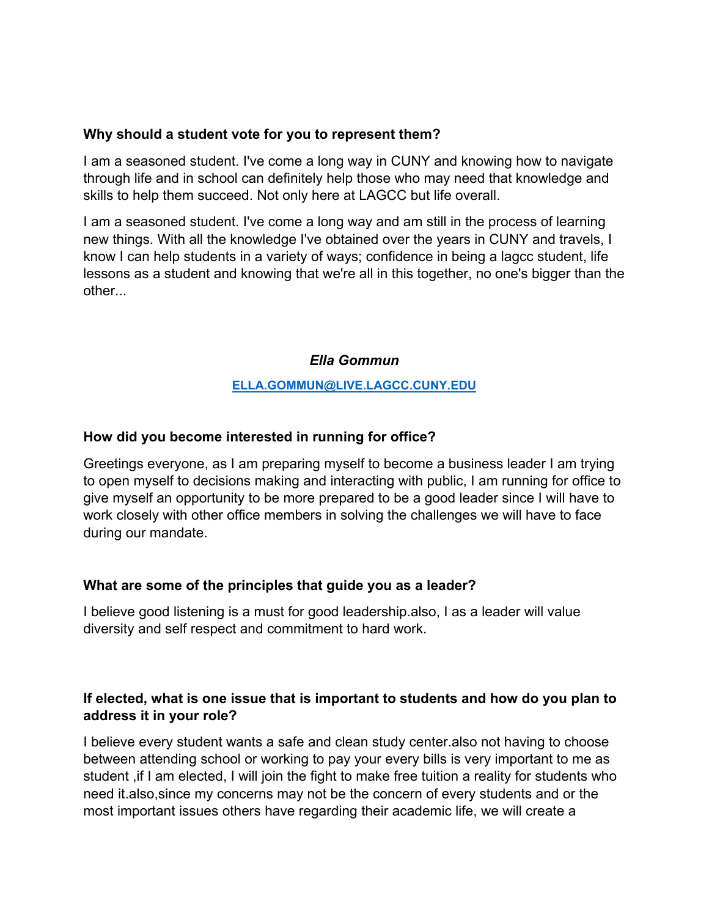**Why should a student vote for you to represent them?**

I am a seasoned student. I've come a long way in CUNY and knowing how to navigate through life and in school can definitely help those who may need that knowledge and skills to help them succeed. Not only here at LAGCC but life overall.

I am a seasoned student. I've come a long way and am still in the process of learning new things. With all the knowledge I've obtained over the years in CUNY and travels, I know I can help students in a variety of ways; confidence in being a lagcc student, life lessons as a student and knowing that we're all in this together, no one's bigger than the other...

***Ella Gommun***

**[ELLA.GOMMUN@LIVE.LAGCC.CUNY.EDU](mailto:ELLA.GOMMUN@LIVE.LAGCC.CUNY.EDU)**

**How did you become interested in running for office?**

Greetings everyone, as I am preparing myself to become a business leader I am trying to open myself to decisions making and interacting with public, I am running for office to give myself an opportunity to be more prepared to be a good leader since I will have to work closely with other office members in solving the challenges we will have to face during our mandate.

**What are some of the principles that guide you as a leader?**

I believe good listening is a must for good leadership.also, I as a leader will value diversity and self respect and commitment to hard work.

**If elected, what is one issue that is important to students and how do you plan to address it in your role?**

I believe every student wants a safe and clean study center.also not having to choose between attending school or working to pay your every bills is very important to me as student ,if I am elected, I will join the fight to make free tuition a reality for students who need it.also,since my concerns may not be the concern of every students and or the most important issues others have regarding their academic life, we will create a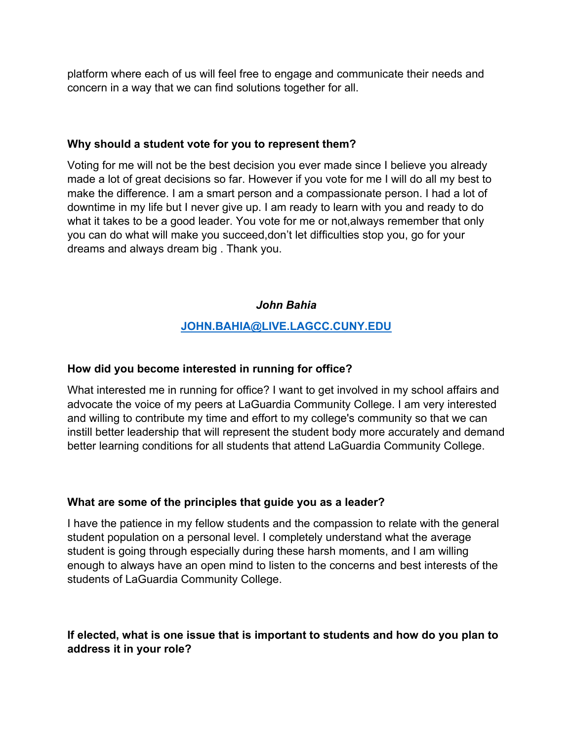platform where each of us will feel free to engage and communicate their needs and concern in a way that we can find solutions together for all.

**Why should a student vote for you to represent them?**

Voting for me will not be the best decision you ever made since I believe you already made a lot of great decisions so far. However if you vote for me I will do all my best to make the difference. I am a smart person and a compassionate person. I had a lot of downtime in my life but I never give up. I am ready to learn with you and ready to do what it takes to be a good leader. You vote for me or not,always remember that only you can do what will make you succeed,don't let difficulties stop you, go for your dreams and always dream big . Thank you.

***John Bahia***

[JOHN.BAHIA@LIVE.LAGCC.CUNY.EDU](mailto:JOHN.BAHIA@LIVE.LAGCC.CUNY.EDU)

**How did you become interested in running for office?**

What interested me in running for office? I want to get involved in my school affairs and advocate the voice of my peers at LaGuardia Community College. I am very interested and willing to contribute my time and effort to my college's community so that we can instill better leadership that will represent the student body more accurately and demand better learning conditions for all students that attend LaGuardia Community College.

**What are some of the principles that guide you as a leader?**

I have the patience in my fellow students and the compassion to relate with the general student population on a personal level. I completely understand what the average student is going through especially during these harsh moments, and I am willing enough to always have an open mind to listen to the concerns and best interests of the students of LaGuardia Community College.

**If elected, what is one issue that is important to students and how do you plan to address it in your role?**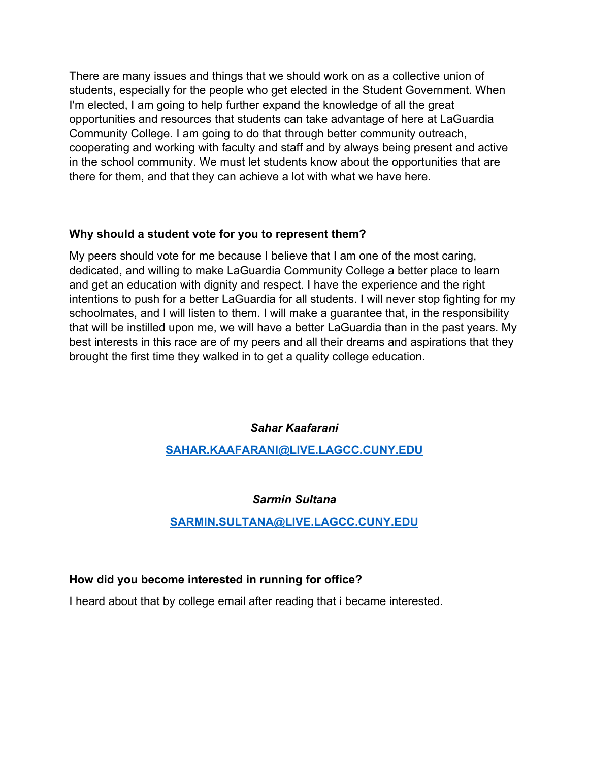There are many issues and things that we should work on as a collective union of students, especially for the people who get elected in the Student Government. When I'm elected, I am going to help further expand the knowledge of all the great opportunities and resources that students can take advantage of here at LaGuardia Community College. I am going to do that through better community outreach, cooperating and working with faculty and staff and by always being present and active in the school community. We must let students know about the opportunities that are there for them, and that they can achieve a lot with what we have here.

**Why should a student vote for you to represent them?**

My peers should vote for me because I believe that I am one of the most caring, dedicated, and willing to make LaGuardia Community College a better place to learn and get an education with dignity and respect. I have the experience and the right intentions to push for a better LaGuardia for all students. I will never stop fighting for my schoolmates, and I will listen to them. I will make a guarantee that, in the responsibility that will be instilled upon me, we will have a better LaGuardia than in the past years. My best interests in this race are of my peers and all their dreams and aspirations that they brought the first time they walked in to get a quality college education.

***Sahar Kaafarani***

[SAHAR.KAAFARANI@LIVE.LAGCC.CUNY.EDU](mailto:SAHAR.KAAFARANI@LIVE.LAGCC.CUNY.EDU)

***Sarmin Sultana***

[SARMIN.SULTANA@LIVE.LAGCC.CUNY.EDU](mailto:SARMIN.SULTANA@LIVE.LAGCC.CUNY.EDU)

**How did you become interested in running for office?**

I heard about that by college email after reading that i became interested.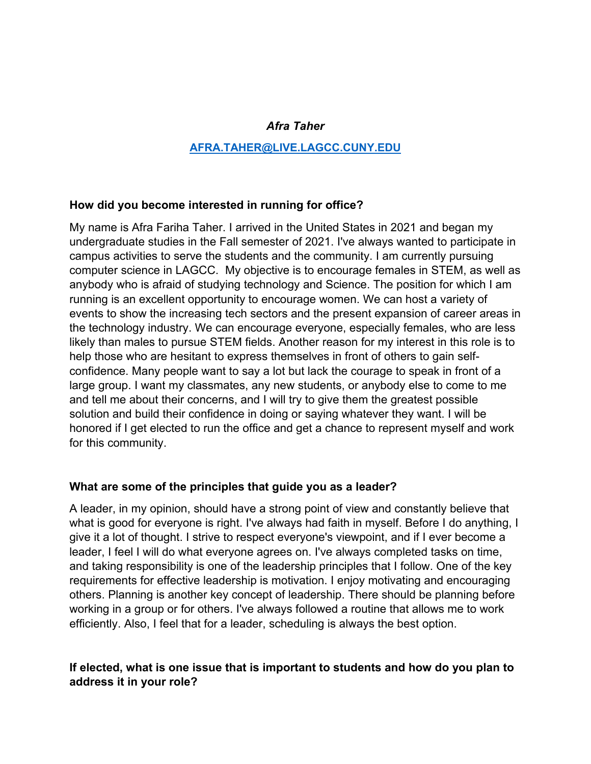***Afra Taher***

**[AFRA.TAHER@LIVE.LAGCC.CUNY.EDU](mailto:AFRA.TAHER@LIVE.LAGCC.CUNY.EDU)**

**How did you become interested in running for office?**

My name is Afra Fariha Taher. I arrived in the United States in 2021 and began my undergraduate studies in the Fall semester of 2021. I've always wanted to participate in campus activities to serve the students and the community. I am currently pursuing computer science in LAGCC. My objective is to encourage females in STEM, as well as anybody who is afraid of studying technology and Science. The position for which I am running is an excellent opportunity to encourage women. We can host a variety of events to show the increasing tech sectors and the present expansion of career areas in the technology industry. We can encourage everyone, especially females, who are less likely than males to pursue STEM fields. Another reason for my interest in this role is to help those who are hesitant to express themselves in front of others to gain self-confidence. Many people want to say a lot but lack the courage to speak in front of a large group. I want my classmates, any new students, or anybody else to come to me and tell me about their concerns, and I will try to give them the greatest possible solution and build their confidence in doing or saying whatever they want. I will be honored if I get elected to run the office and get a chance to represent myself and work for this community.

**What are some of the principles that guide you as a leader?**

A leader, in my opinion, should have a strong point of view and constantly believe that what is good for everyone is right. I've always had faith in myself. Before I do anything, I give it a lot of thought. I strive to respect everyone's viewpoint, and if I ever become a leader, I feel I will do what everyone agrees on. I've always completed tasks on time, and taking responsibility is one of the leadership principles that I follow. One of the key requirements for effective leadership is motivation. I enjoy motivating and encouraging others. Planning is another key concept of leadership. There should be planning before working in a group or for others. I've always followed a routine that allows me to work efficiently. Also, I feel that for a leader, scheduling is always the best option.

**If elected, what is one issue that is important to students and how do you plan to address it in your role?**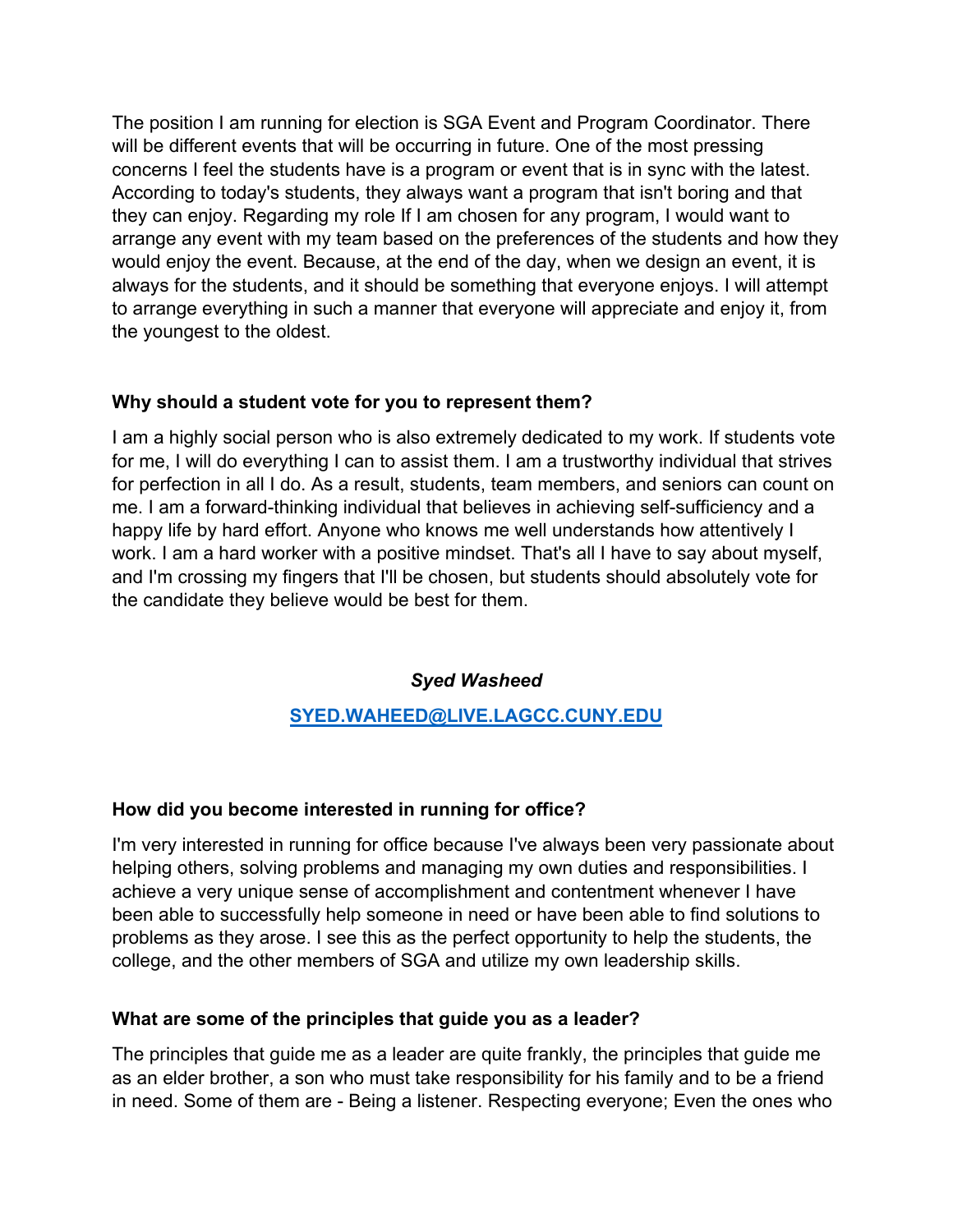The position I am running for election is SGA Event and Program Coordinator. There will be different events that will be occurring in future. One of the most pressing concerns I feel the students have is a program or event that is in sync with the latest. According to today's students, they always want a program that isn't boring and that they can enjoy. Regarding my role If I am chosen for any program, I would want to arrange any event with my team based on the preferences of the students and how they would enjoy the event. Because, at the end of the day, when we design an event, it is always for the students, and it should be something that everyone enjoys. I will attempt to arrange everything in such a manner that everyone will appreciate and enjoy it, from the youngest to the oldest.

**Why should a student vote for you to represent them?**

I am a highly social person who is also extremely dedicated to my work. If students vote for me, I will do everything I can to assist them. I am a trustworthy individual that strives for perfection in all I do. As a result, students, team members, and seniors can count on me. I am a forward-thinking individual that believes in achieving self-sufficiency and a happy life by hard effort. Anyone who knows me well understands how attentively I work. I am a hard worker with a positive mindset. That's all I have to say about myself, and I'm crossing my fingers that I'll be chosen, but students should absolutely vote for the candidate they believe would be best for them.

***Syed Washeed***

**[SYED.WAHEED@LIVE.LAGCC.CUNY.EDU](mailto:SYED.WAHEED@LIVE.LAGCC.CUNY.EDU)**

**How did you become interested in running for office?**

I'm very interested in running for office because I've always been very passionate about helping others, solving problems and managing my own duties and responsibilities. I achieve a very unique sense of accomplishment and contentment whenever I have been able to successfully help someone in need or have been able to find solutions to problems as they arose. I see this as the perfect opportunity to help the students, the college, and the other members of SGA and utilize my own leadership skills.

**What are some of the principles that guide you as a leader?**

The principles that guide me as a leader are quite frankly, the principles that guide me as an elder brother, a son who must take responsibility for his family and to be a friend in need. Some of them are - Being a listener. Respecting everyone; Even the ones who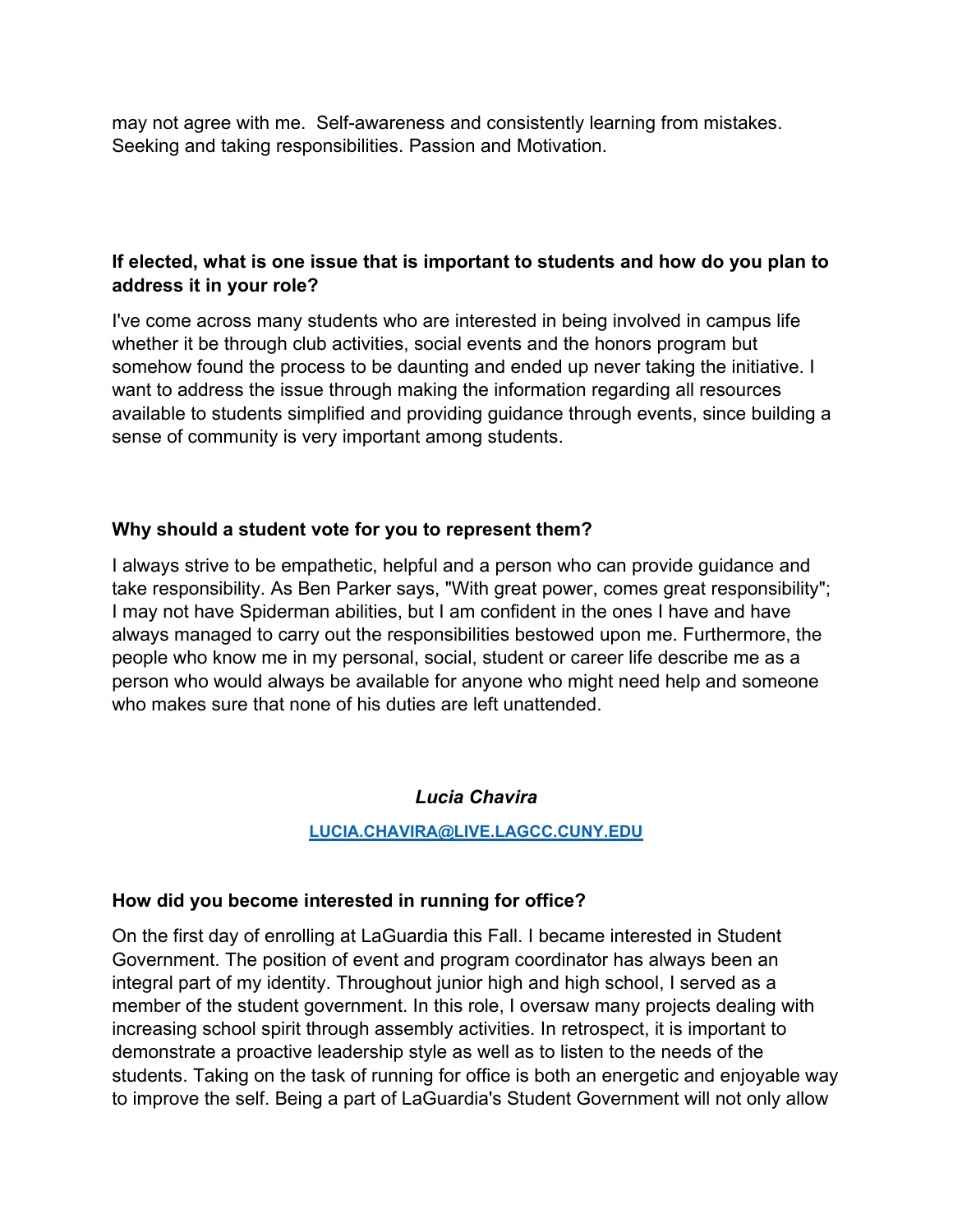may not agree with me. Self-awareness and consistently learning from mistakes. Seeking and taking responsibilities. Passion and Motivation.

### If elected, what is one issue that is important to students and how do you plan to address it in your role?

I've come across many students who are interested in being involved in campus life whether it be through club activities, social events and the honors program but somehow found the process to be daunting and ended up never taking the initiative. I want to address the issue through making the information regarding all resources available to students simplified and providing guidance through events, since building a sense of community is very important among students.

### Why should a student vote for you to represent them?

I always strive to be empathetic, helpful and a person who can provide guidance and take responsibility. As Ben Parker says, "With great power, comes great responsibility"; I may not have Spiderman abilities, but I am confident in the ones I have and have always managed to carry out the responsibilities bestowed upon me. Furthermore, the people who know me in my personal, social, student or career life describe me as a person who would always be available for anyone who might need help and someone who makes sure that none of his duties are left unattended.

## *Lucia Chavira*

[LUCIA.CHAVIRA@LIVE.LAGCC.CUNY.EDU](mailto:LUCIA.CHAVIRA@LIVE.LAGCC.CUNY.EDU)

### How did you become interested in running for office?

On the first day of enrolling at LaGuardia this Fall. I became interested in Student Government. The position of event and program coordinator has always been an integral part of my identity. Throughout junior high and high school, I served as a member of the student government. In this role, I oversaw many projects dealing with increasing school spirit through assembly activities. In retrospect, it is important to demonstrate a proactive leadership style as well as to listen to the needs of the students. Taking on the task of running for office is both an energetic and enjoyable way to improve the self. Being a part of LaGuardia's Student Government will not only allow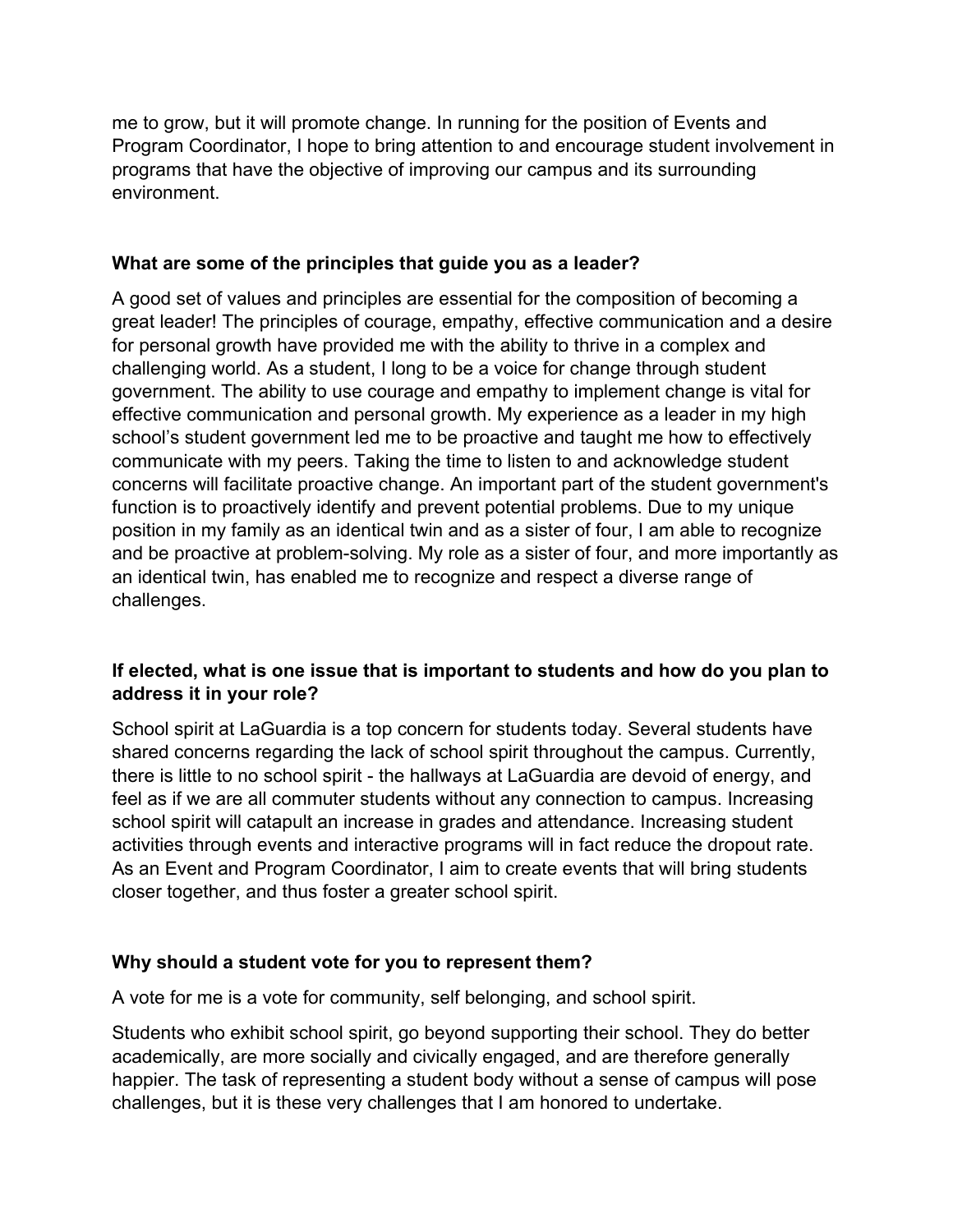me to grow, but it will promote change. In running for the position of Events and Program Coordinator, I hope to bring attention to and encourage student involvement in programs that have the objective of improving our campus and its surrounding environment.

**What are some of the principles that guide you as a leader?**

A good set of values and principles are essential for the composition of becoming a great leader! The principles of courage, empathy, effective communication and a desire for personal growth have provided me with the ability to thrive in a complex and challenging world. As a student, I long to be a voice for change through student government. The ability to use courage and empathy to implement change is vital for effective communication and personal growth. My experience as a leader in my high school's student government led me to be proactive and taught me how to effectively communicate with my peers. Taking the time to listen to and acknowledge student concerns will facilitate proactive change. An important part of the student government's function is to proactively identify and prevent potential problems. Due to my unique position in my family as an identical twin and as a sister of four, I am able to recognize and be proactive at problem-solving. My role as a sister of four, and more importantly as an identical twin, has enabled me to recognize and respect a diverse range of challenges.

**If elected, what is one issue that is important to students and how do you plan to address it in your role?**

School spirit at LaGuardia is a top concern for students today. Several students have shared concerns regarding the lack of school spirit throughout the campus. Currently, there is little to no school spirit - the hallways at LaGuardia are devoid of energy, and feel as if we are all commuter students without any connection to campus. Increasing school spirit will catapult an increase in grades and attendance. Increasing student activities through events and interactive programs will in fact reduce the dropout rate. As an Event and Program Coordinator, I aim to create events that will bring students closer together, and thus foster a greater school spirit.

**Why should a student vote for you to represent them?**

A vote for me is a vote for community, self belonging, and school spirit.

Students who exhibit school spirit, go beyond supporting their school. They do better academically, are more socially and civically engaged, and are therefore generally happier. The task of representing a student body without a sense of campus will pose challenges, but it is these very challenges that I am honored to undertake.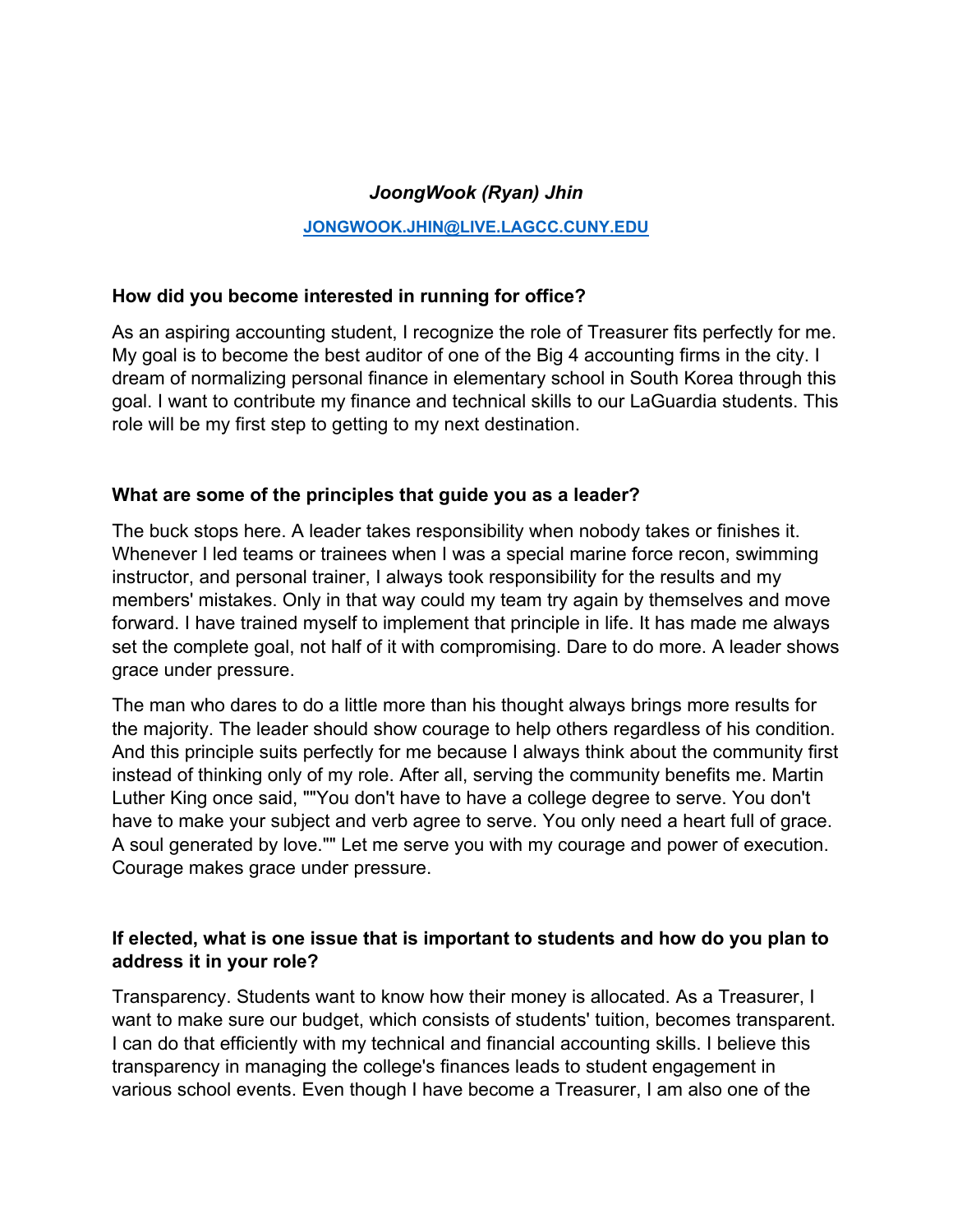***JoongWook (Ryan) Jhin***

**[JONGWOOK.JHIN@LIVE.LAGCC.CUNY.EDU](mailto:JONGWOOK.JHIN@LIVE.LAGCC.CUNY.EDU)**

**How did you become interested in running for office?**

As an aspiring accounting student, I recognize the role of Treasurer fits perfectly for me. My goal is to become the best auditor of one of the Big 4 accounting firms in the city. I dream of normalizing personal finance in elementary school in South Korea through this goal. I want to contribute my finance and technical skills to our LaGuardia students. This role will be my first step to getting to my next destination.

**What are some of the principles that guide you as a leader?**

The buck stops here. A leader takes responsibility when nobody takes or finishes it. Whenever I led teams or trainees when I was a special marine force recon, swimming instructor, and personal trainer, I always took responsibility for the results and my members' mistakes. Only in that way could my team try again by themselves and move forward. I have trained myself to implement that principle in life. It has made me always set the complete goal, not half of it with compromising. Dare to do more. A leader shows grace under pressure.

The man who dares to do a little more than his thought always brings more results for the majority. The leader should show courage to help others regardless of his condition. And this principle suits perfectly for me because I always think about the community first instead of thinking only of my role. After all, serving the community benefits me. Martin Luther King once said, ""You don't have to have a college degree to serve. You don't have to make your subject and verb agree to serve. You only need a heart full of grace. A soul generated by love."" Let me serve you with my courage and power of execution. Courage makes grace under pressure.

**If elected, what is one issue that is important to students and how do you plan to address it in your role?**

Transparency. Students want to know how their money is allocated. As a Treasurer, I want to make sure our budget, which consists of students' tuition, becomes transparent. I can do that efficiently with my technical and financial accounting skills. I believe this transparency in managing the college's finances leads to student engagement in various school events. Even though I have become a Treasurer, I am also one of the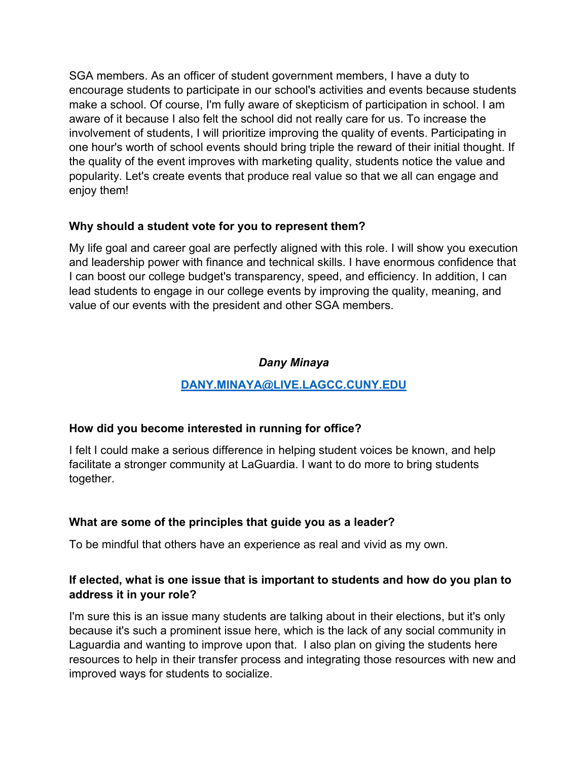SGA members. As an officer of student government members, I have a duty to encourage students to participate in our school's activities and events because students make a school. Of course, I'm fully aware of skepticism of participation in school. I am aware of it because I also felt the school did not really care for us. To increase the involvement of students, I will prioritize improving the quality of events. Participating in one hour's worth of school events should bring triple the reward of their initial thought. If the quality of the event improves with marketing quality, students notice the value and popularity. Let's create events that produce real value so that we all can engage and enjoy them!

**Why should a student vote for you to represent them?**

My life goal and career goal are perfectly aligned with this role. I will show you execution and leadership power with finance and technical skills. I have enormous confidence that I can boost our college budget's transparency, speed, and efficiency. In addition, I can lead students to engage in our college events by improving the quality, meaning, and value of our events with the president and other SGA members.

***Dany Minaya***

[DANY.MINAYA@LIVE.LAGCC.CUNY.EDU](mailto:DANY.MINAYA@LIVE.LAGCC.CUNY.EDU)

**How did you become interested in running for office?**

I felt I could make a serious difference in helping student voices be known, and help facilitate a stronger community at LaGuardia. I want to do more to bring students together.

**What are some of the principles that guide you as a leader?**

To be mindful that others have an experience as real and vivid as my own.

**If elected, what is one issue that is important to students and how do you plan to address it in your role?**

I'm sure this is an issue many students are talking about in their elections, but it's only because it's such a prominent issue here, which is the lack of any social community in Laguardia and wanting to improve upon that. I also plan on giving the students here resources to help in their transfer process and integrating those resources with new and improved ways for students to socialize.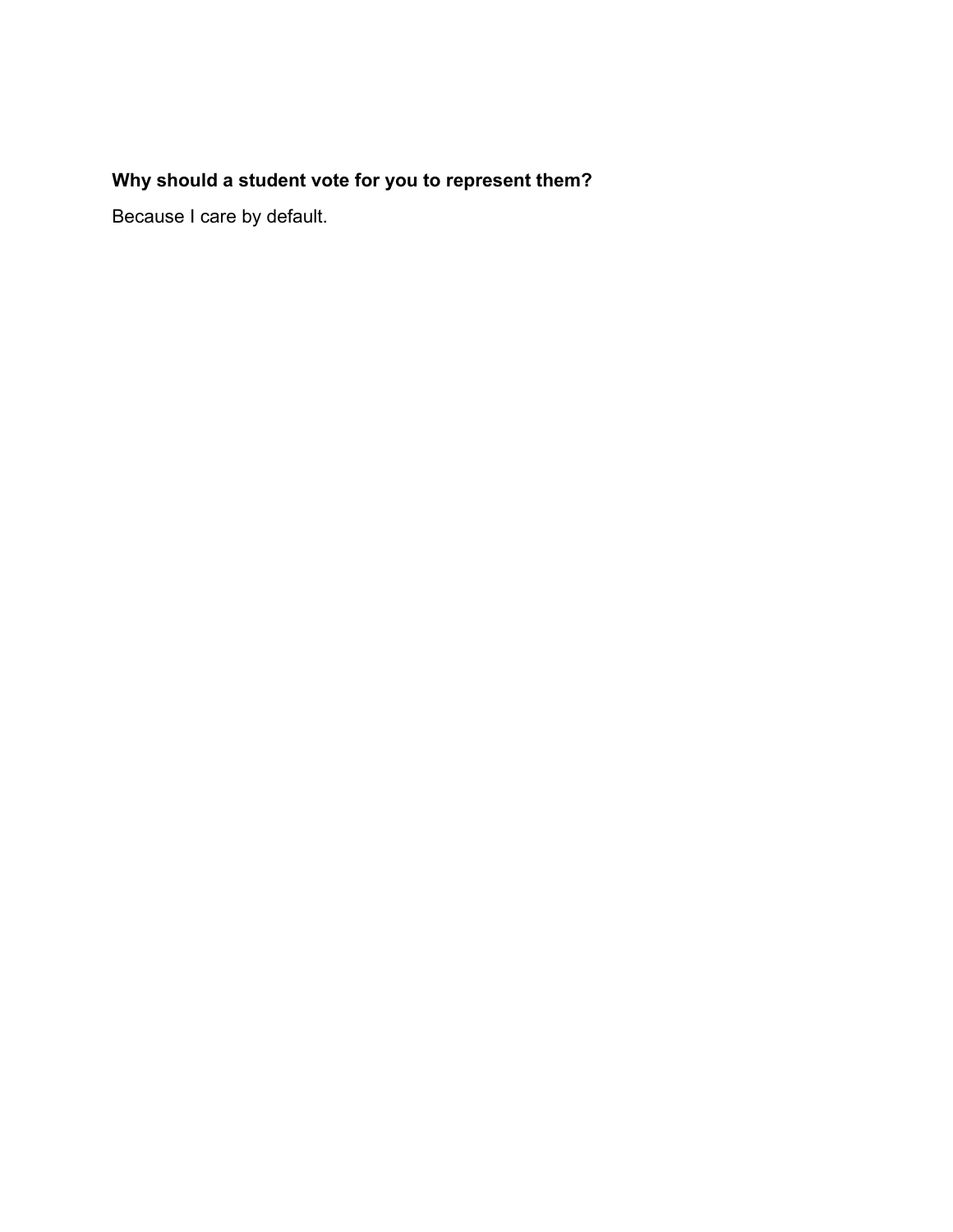**Why should a student vote for you to represent them?**

Because I care by default.